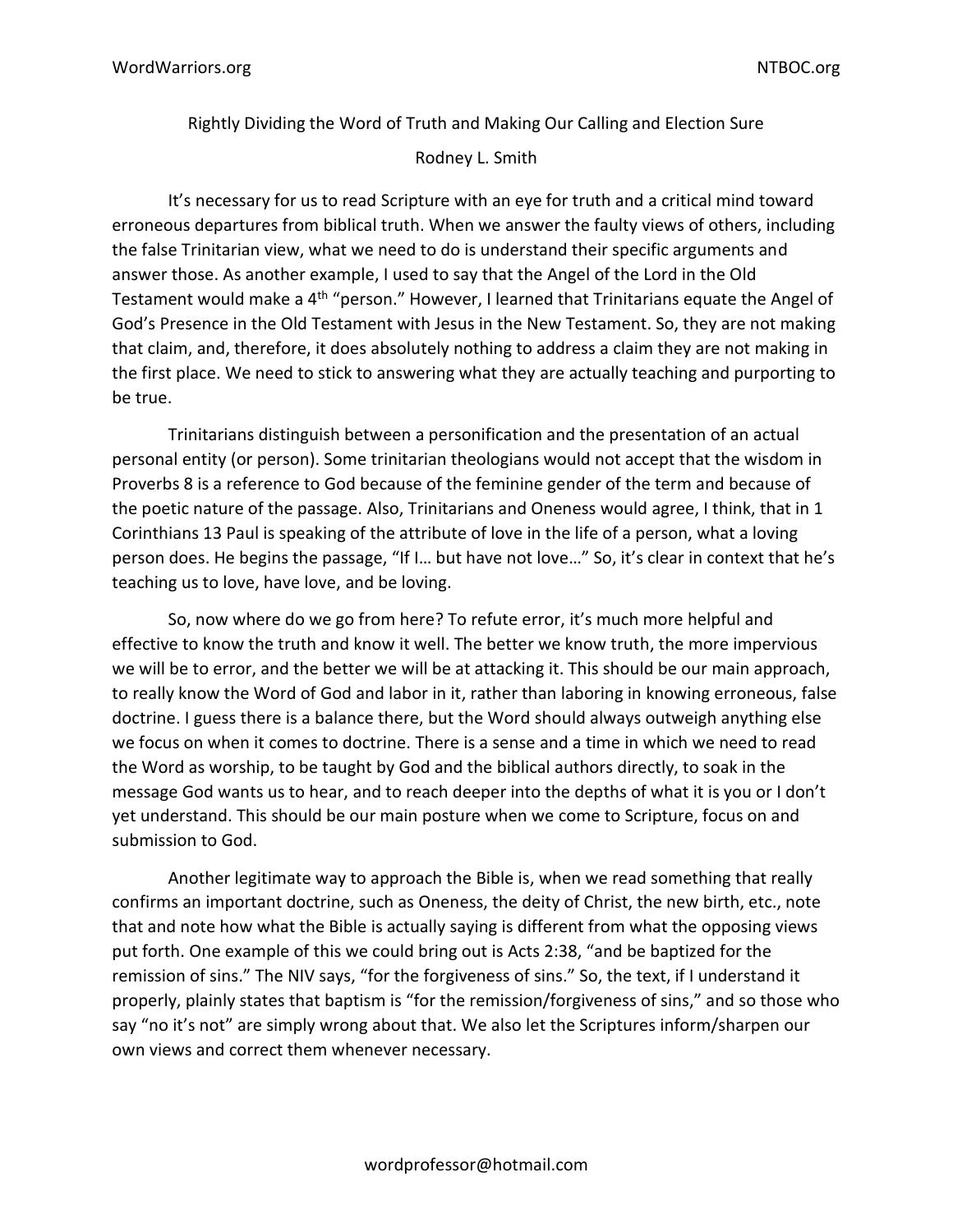Rightly Dividing the Word of Truth and Making Our Calling and Election Sure

Rodney L. Smith

It's necessary for us to read Scripture with an eye for truth and a critical mind toward erroneous departures from biblical truth. When we answer the faulty views of others, including the false Trinitarian view, what we need to do is understand their specific arguments and answer those. As another example, I used to say that the Angel of the Lord in the Old Testament would make a 4th "person." However, I learned that Trinitarians equate the Angel of God's Presence in the Old Testament with Jesus in the New Testament. So, they are not making that claim, and, therefore, it does absolutely nothing to address a claim they are not making in the first place. We need to stick to answering what they are actually teaching and purporting to be true.

Trinitarians distinguish between a personification and the presentation of an actual personal entity (or person). Some trinitarian theologians would not accept that the wisdom in Proverbs 8 is a reference to God because of the feminine gender of the term and because of the poetic nature of the passage. Also, Trinitarians and Oneness would agree, I think, that in 1 Corinthians 13 Paul is speaking of the attribute of love in the life of a person, what a loving person does. He begins the passage, "If I… but have not love…" So, it's clear in context that he's teaching us to love, have love, and be loving.

So, now where do we go from here? To refute error, it's much more helpful and effective to know the truth and know it well. The better we know truth, the more impervious we will be to error, and the better we will be at attacking it. This should be our main approach, to really know the Word of God and labor in it, rather than laboring in knowing erroneous, false doctrine. I guess there is a balance there, but the Word should always outweigh anything else we focus on when it comes to doctrine. There is a sense and a time in which we need to read the Word as worship, to be taught by God and the biblical authors directly, to soak in the message God wants us to hear, and to reach deeper into the depths of what it is you or I don't yet understand. This should be our main posture when we come to Scripture, focus on and submission to God.

Another legitimate way to approach the Bible is, when we read something that really confirms an important doctrine, such as Oneness, the deity of Christ, the new birth, etc., note that and note how what the Bible is actually saying is different from what the opposing views put forth. One example of this we could bring out is Acts 2:38, "and be baptized for the remission of sins." The NIV says, "for the forgiveness of sins." So, the text, if I understand it properly, plainly states that baptism is "for the remission/forgiveness of sins," and so those who say "no it's not" are simply wrong about that. We also let the Scriptures inform/sharpen our own views and correct them whenever necessary.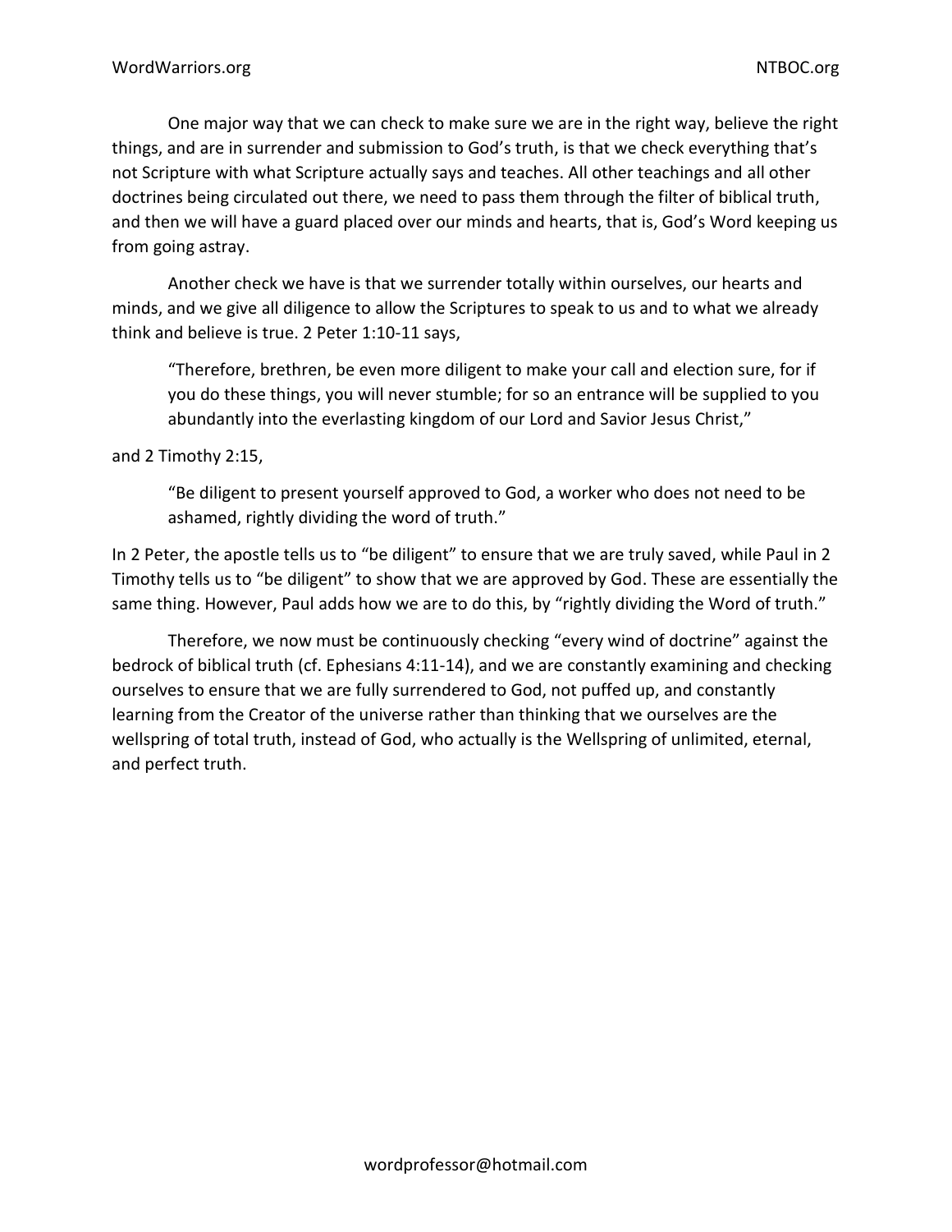One major way that we can check to make sure we are in the right way, believe the right things, and are in surrender and submission to God's truth, is that we check everything that's not Scripture with what Scripture actually says and teaches. All other teachings and all other doctrines being circulated out there, we need to pass them through the filter of biblical truth, and then we will have a guard placed over our minds and hearts, that is, God's Word keeping us from going astray.

Another check we have is that we surrender totally within ourselves, our hearts and minds, and we give all diligence to allow the Scriptures to speak to us and to what we already think and believe is true. 2 Peter 1:10-11 says,

> "Therefore, brethren, be even more diligent to make your call and election sure, for if you do these things, you will never stumble; for so an entrance will be supplied to you abundantly into the everlasting kingdom of our Lord and Savior Jesus Christ,"

and 2 Timothy 2:15,

> "Be diligent to present yourself approved to God, a worker who does not need to be ashamed, rightly dividing the word of truth."

In 2 Peter, the apostle tells us to "be diligent" to ensure that we are truly saved, while Paul in 2 Timothy tells us to "be diligent" to show that we are approved by God. These are essentially the same thing. However, Paul adds how we are to do this, by "rightly dividing the Word of truth."

Therefore, we now must be continuously checking "every wind of doctrine" against the bedrock of biblical truth (cf. Ephesians 4:11-14), and we are constantly examining and checking ourselves to ensure that we are fully surrendered to God, not puffed up, and constantly learning from the Creator of the universe rather than thinking that we ourselves are the wellspring of total truth, instead of God, who actually is the Wellspring of unlimited, eternal, and perfect truth.